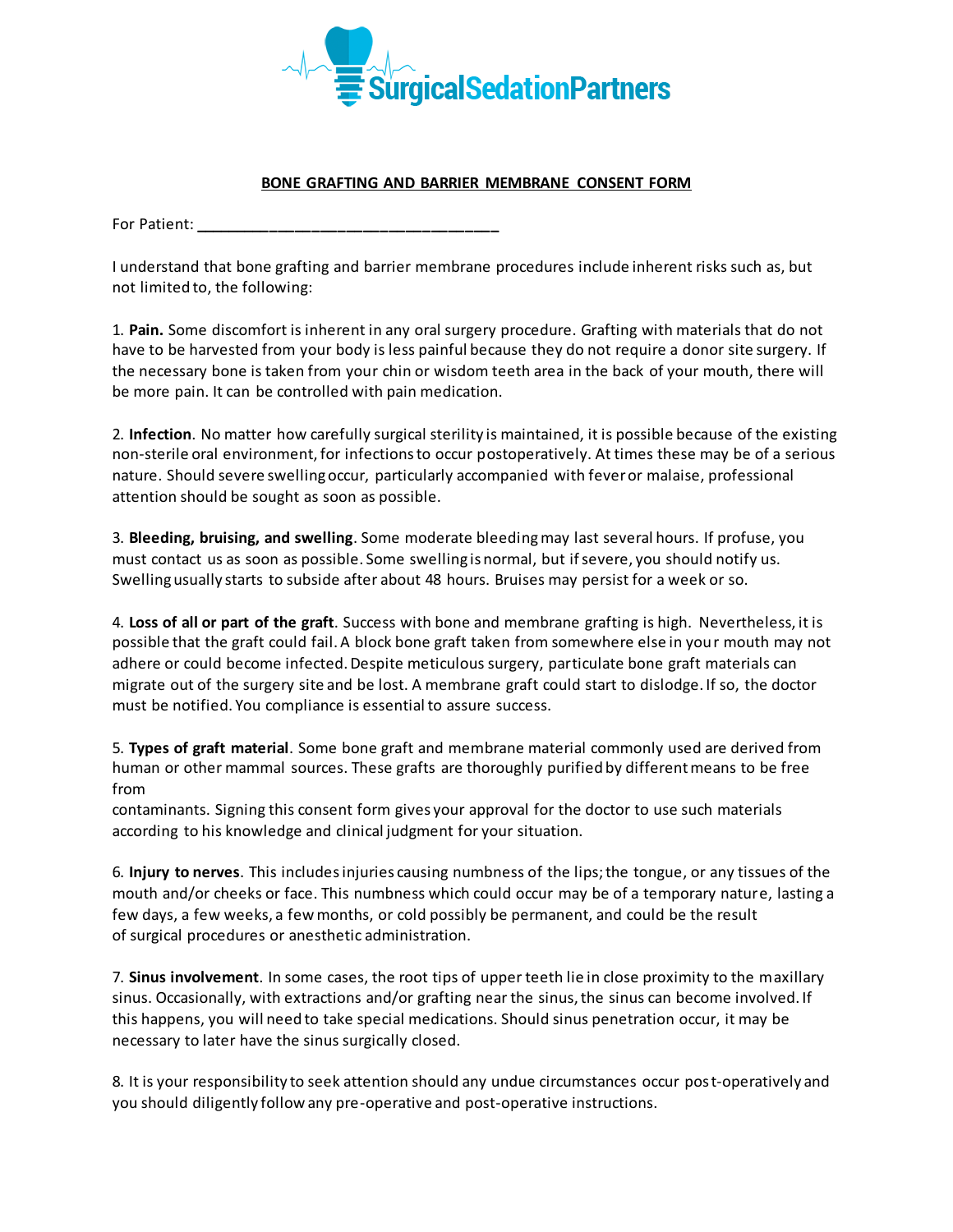SurgicalSedationPartners

## BONE GRAFTING AND BARRIER MEMBRANE CONSENT FORM

For Patient: ___________________________________

I understand that bone grafting and barrier membrane procedures include inherent risks such as, but not limited to, the following:

1. **Pain.** Some discomfort is inherent in any oral surgery procedure. Grafting with materials that do not have to be harvested from your body is less painful because they do not require a donor site surgery. If the necessary bone is taken from your chin or wisdom teeth area in the back of your mouth, there will be more pain. It can be controlled with pain medication.

2. **Infection**. No matter how carefully surgical sterility is maintained, it is possible because of the existing non-sterile oral environment, for infections to occur postoperatively. At times these may be of a serious nature. Should severe swelling occur, particularly accompanied with fever or malaise, professional attention should be sought as soon as possible.

3. **Bleeding, bruising, and swelling**. Some moderate bleeding may last several hours. If profuse, you must contact us as soon as possible. Some swelling is normal, but if severe, you should notify us. Swelling usually starts to subside after about 48 hours. Bruises may persist for a week or so.

4. **Loss of all or part of the graft**. Success with bone and membrane grafting is high. Nevertheless, it is possible that the graft could fail. A block bone graft taken from somewhere else in your mouth may not adhere or could become infected. Despite meticulous surgery, particulate bone graft materials can migrate out of the surgery site and be lost. A membrane graft could start to dislodge. If so, the doctor must be notified. You compliance is essential to assure success.

5. **Types of graft material**. Some bone graft and membrane material commonly used are derived from human or other mammal sources. These grafts are thoroughly purified by different means to be free from
contaminants. Signing this consent form gives your approval for the doctor to use such materials according to his knowledge and clinical judgment for your situation.

6. **Injury to nerves**. This includes injuries causing numbness of the lips; the tongue, or any tissues of the mouth and/or cheeks or face. This numbness which could occur may be of a temporary nature, lasting a few days, a few weeks, a few months, or cold possibly be permanent, and could be the result of surgical procedures or anesthetic administration.

7. **Sinus involvement**. In some cases, the root tips of upper teeth lie in close proximity to the maxillary sinus. Occasionally, with extractions and/or grafting near the sinus, the sinus can become involved. If this happens, you will need to take special medications. Should sinus penetration occur, it may be necessary to later have the sinus surgically closed.

8. It is your responsibility to seek attention should any undue circumstances occur post-operatively and you should diligently follow any pre-operative and post-operative instructions.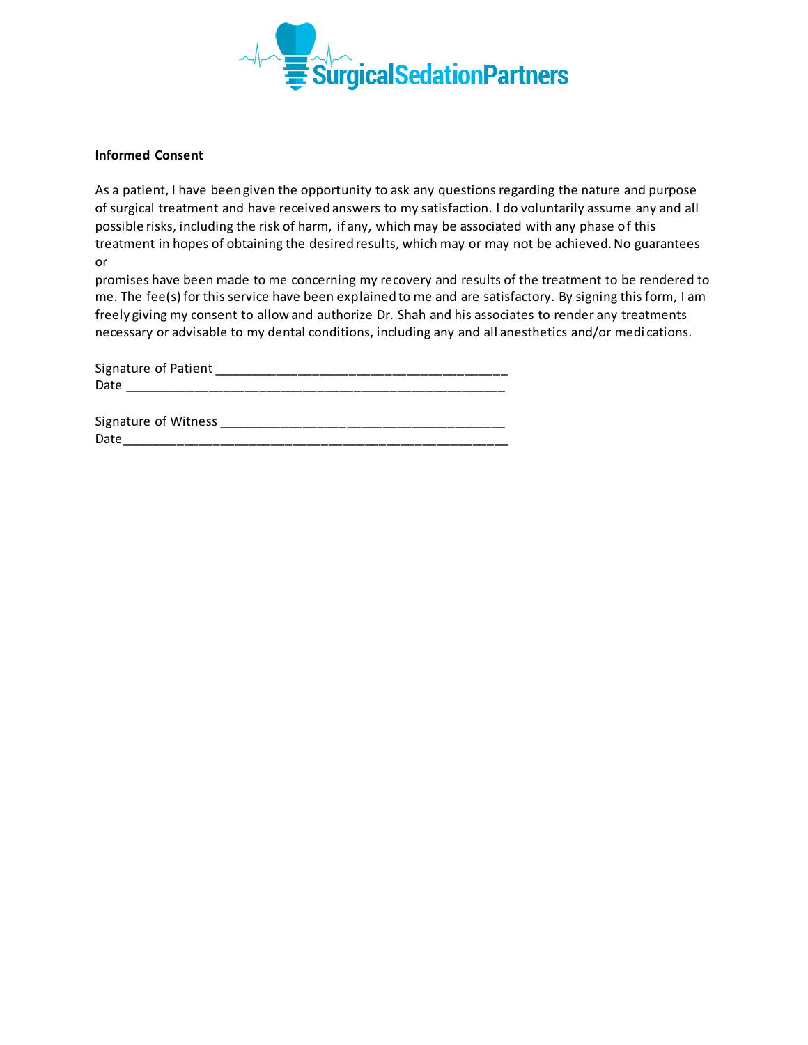SurgicalSedationPartners

**Informed Consent**

As a patient, I have been given the opportunity to ask any questions regarding the nature and purpose of surgical treatment and have received answers to my satisfaction. I do voluntarily assume any and all possible risks, including the risk of harm, if any, which may be associated with any phase of this treatment in hopes of obtaining the desired results, which may or may not be achieved. No guarantees or

promises have been made to me concerning my recovery and results of the treatment to be rendered to me. The fee(s) for this service have been explained to me and are satisfactory. By signing this form, I am freely giving my consent to allow and authorize Dr. Shah and his associates to render any treatments necessary or advisable to my dental conditions, including any and all anesthetics and/or medications.

Signature of Patient ________________________________________
Date ____________________________________________________

Signature of Witness ________________________________________
Date____________________________________________________